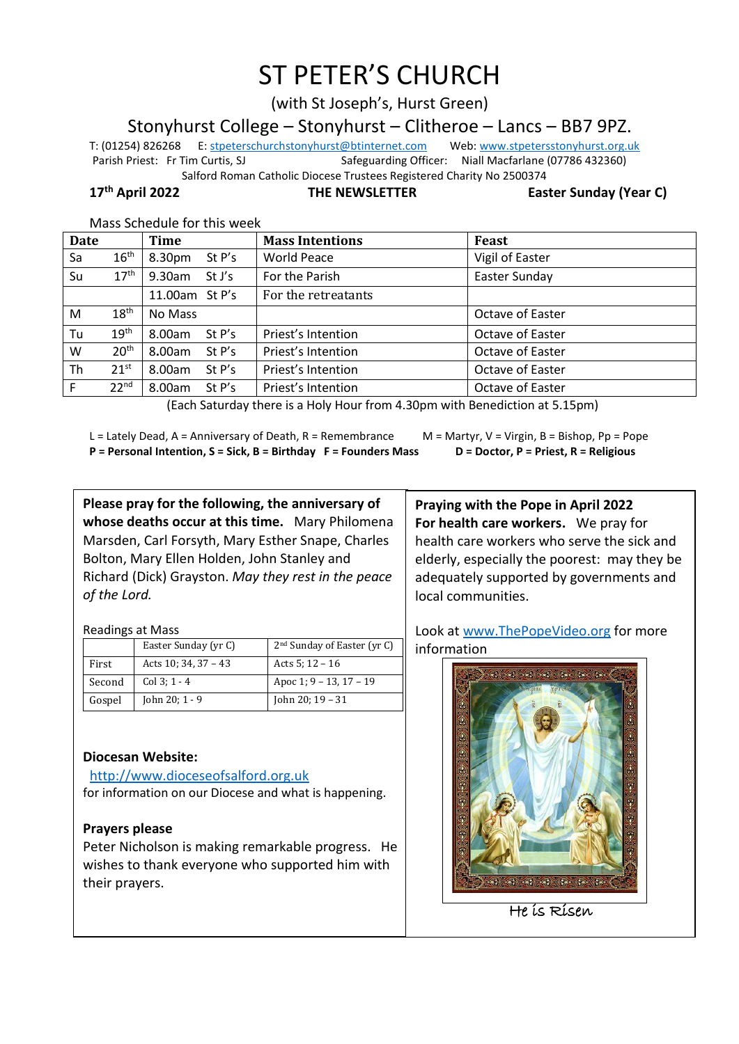# ST PETER'S CHURCH

(with St Joseph's, Hurst Green)

Stonyhurst College – Stonyhurst – Clitheroe – Lancs – BB7 9PZ.

T: (01254) 826268 E: stpeterschurchstonyhurst@btinternet.com Web: www.stpetersstonyhurst.org.uk

Parish Priest: Fr Tim Curtis, SJ Safeguarding Officer: Niall Macfarlane (07786 432360)

Salford Roman Catholic Diocese Trustees Registered Charity No 2500374

**17th April 2022** **THE NEWSLETTER** **Easter Sunday (Year C)**

Mass Schedule for this week

| Date | | Time | Mass Intentions | Feast |
|---|---|---|---|---|
| Sa | 16th | 8.30pm St P's | World Peace | Vigil of Easter |
| Su | 17th | 9.30am St J's | For the Parish | Easter Sunday |
| | | 11.00am St P's | For the retreatants | |
| M | 18th | No Mass | | Octave of Easter |
| Tu | 19th | 8.00am St P's | Priest's Intention | Octave of Easter |
| W | 20th | 8.00am St P's | Priest's Intention | Octave of Easter |
| Th | 21st | 8.00am St P's | Priest's Intention | Octave of Easter |
| F | 22nd | 8.00am St P's | Priest's Intention | Octave of Easter |

(Each Saturday there is a Holy Hour from 4.30pm with Benediction at 5.15pm)

L = Lately Dead, A = Anniversary of Death, R = Remembrance M = Martyr, V = Virgin, B = Bishop, Pp = Pope
**P = Personal Intention, S = Sick, B = Birthday F = Founders Mass D = Doctor, P = Priest, R = Religious**

**Please pray for the following, the anniversary of whose deaths occur at this time.** Mary Philomena Marsden, Carl Forsyth, Mary Esther Snape, Charles Bolton, Mary Ellen Holden, John Stanley and Richard (Dick) Grayston. *May they rest in the peace of the Lord.*

Readings at Mass

| | Easter Sunday (yr C) | 2nd Sunday of Easter (yr C) |
|---|---|---|
| First | Acts 10; 34, 37 – 43 | Acts 5; 12 – 16 |
| Second | Col 3; 1 - 4 | Apoc 1; 9 – 13, 17 – 19 |
| Gospel | John 20; 1 - 9 | John 20; 19 – 31 |

**Diocesan Website:**
http://www.dioceseofsalford.org.uk
for information on our Diocese and what is happening.

**Prayers please**
Peter Nicholson is making remarkable progress. He wishes to thank everyone who supported him with their prayers.

**Praying with the Pope in April 2022**
**For health care workers.** We pray for health care workers who serve the sick and elderly, especially the poorest: may they be adequately supported by governments and local communities.

Look at www.ThePopeVideo.org for more information

He is Risen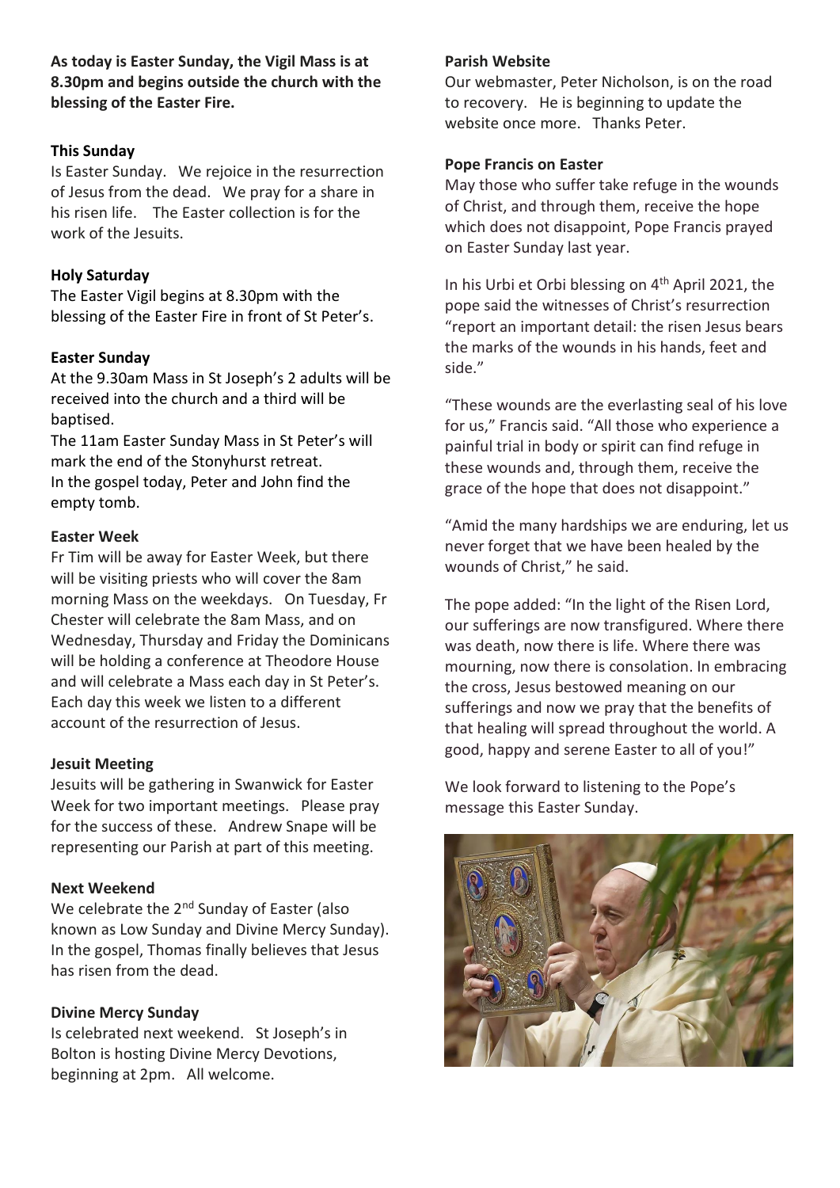**As today is Easter Sunday, the Vigil Mass is at 8.30pm and begins outside the church with the blessing of the Easter Fire.**

**This Sunday**

Is Easter Sunday. We rejoice in the resurrection of Jesus from the dead. We pray for a share in his risen life. The Easter collection is for the work of the Jesuits.

**Holy Saturday**

The Easter Vigil begins at 8.30pm with the blessing of the Easter Fire in front of St Peter's.

**Easter Sunday**

At the 9.30am Mass in St Joseph's 2 adults will be received into the church and a third will be baptised.
The 11am Easter Sunday Mass in St Peter's will mark the end of the Stonyhurst retreat.
In the gospel today, Peter and John find the empty tomb.

**Easter Week**

Fr Tim will be away for Easter Week, but there will be visiting priests who will cover the 8am morning Mass on the weekdays. On Tuesday, Fr Chester will celebrate the 8am Mass, and on Wednesday, Thursday and Friday the Dominicans will be holding a conference at Theodore House and will celebrate a Mass each day in St Peter's. Each day this week we listen to a different account of the resurrection of Jesus.

**Jesuit Meeting**

Jesuits will be gathering in Swanwick for Easter Week for two important meetings. Please pray for the success of these. Andrew Snape will be representing our Parish at part of this meeting.

**Next Weekend**

We celebrate the 2nd Sunday of Easter (also known as Low Sunday and Divine Mercy Sunday). In the gospel, Thomas finally believes that Jesus has risen from the dead.

**Divine Mercy Sunday**

Is celebrated next weekend. St Joseph's in Bolton is hosting Divine Mercy Devotions, beginning at 2pm. All welcome.

**Parish Website**

Our webmaster, Peter Nicholson, is on the road to recovery. He is beginning to update the website once more. Thanks Peter.

**Pope Francis on Easter**

May those who suffer take refuge in the wounds of Christ, and through them, receive the hope which does not disappoint, Pope Francis prayed on Easter Sunday last year.

In his Urbi et Orbi blessing on 4th April 2021, the pope said the witnesses of Christ's resurrection "report an important detail: the risen Jesus bears the marks of the wounds in his hands, feet and side."

"These wounds are the everlasting seal of his love for us," Francis said. "All those who experience a painful trial in body or spirit can find refuge in these wounds and, through them, receive the grace of the hope that does not disappoint."

"Amid the many hardships we are enduring, let us never forget that we have been healed by the wounds of Christ," he said.

The pope added: "In the light of the Risen Lord, our sufferings are now transfigured. Where there was death, now there is life. Where there was mourning, now there is consolation. In embracing the cross, Jesus bestowed meaning on our sufferings and now we pray that the benefits of that healing will spread throughout the world. A good, happy and serene Easter to all of you!"

We look forward to listening to the Pope's message this Easter Sunday.